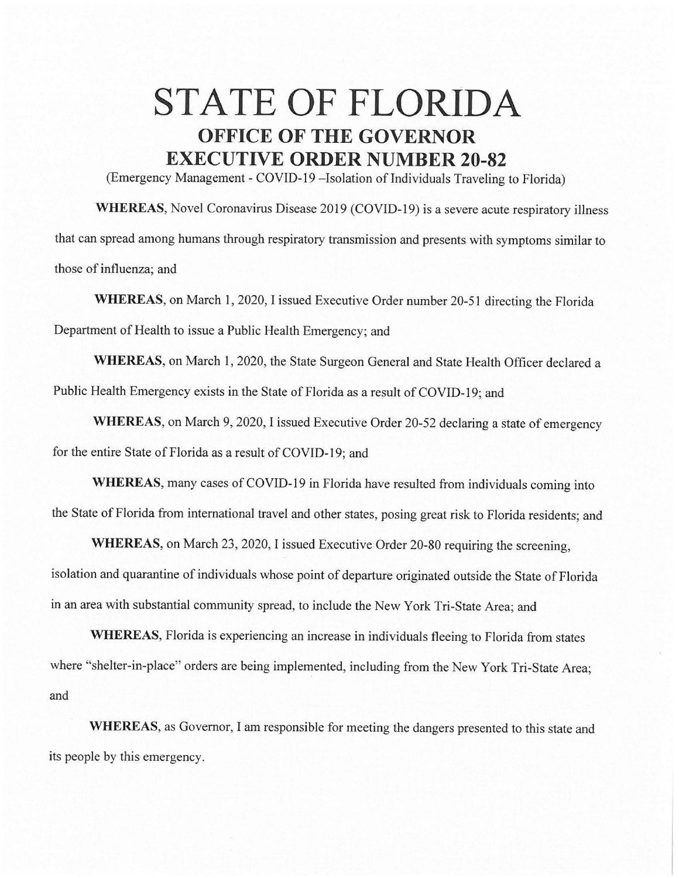# STATE OF FLORIDA

## OFFICE OF THE GOVERNOR

## EXECUTIVE ORDER NUMBER 20-82

(Emergency Management - COVID-19 –Isolation of Individuals Traveling to Florida)

**WHEREAS**, Novel Coronavirus Disease 2019 (COVID-19) is a severe acute respiratory illness that can spread among humans through respiratory transmission and presents with symptoms similar to those of influenza; and

**WHEREAS**, on March 1, 2020, I issued Executive Order number 20-51 directing the Florida Department of Health to issue a Public Health Emergency; and

**WHEREAS**, on March 1, 2020, the State Surgeon General and State Health Officer declared a Public Health Emergency exists in the State of Florida as a result of COVID-19; and

**WHEREAS**, on March 9, 2020, I issued Executive Order 20-52 declaring a state of emergency for the entire State of Florida as a result of COVID-19; and

**WHEREAS**, many cases of COVID-19 in Florida have resulted from individuals coming into the State of Florida from international travel and other states, posing great risk to Florida residents; and

**WHEREAS**, on March 23, 2020, I issued Executive Order 20-80 requiring the screening, isolation and quarantine of individuals whose point of departure originated outside the State of Florida in an area with substantial community spread, to include the New York Tri-State Area; and

**WHEREAS**, Florida is experiencing an increase in individuals fleeing to Florida from states where "shelter-in-place" orders are being implemented, including from the New York Tri-State Area; and

**WHEREAS**, as Governor, I am responsible for meeting the dangers presented to this state and its people by this emergency.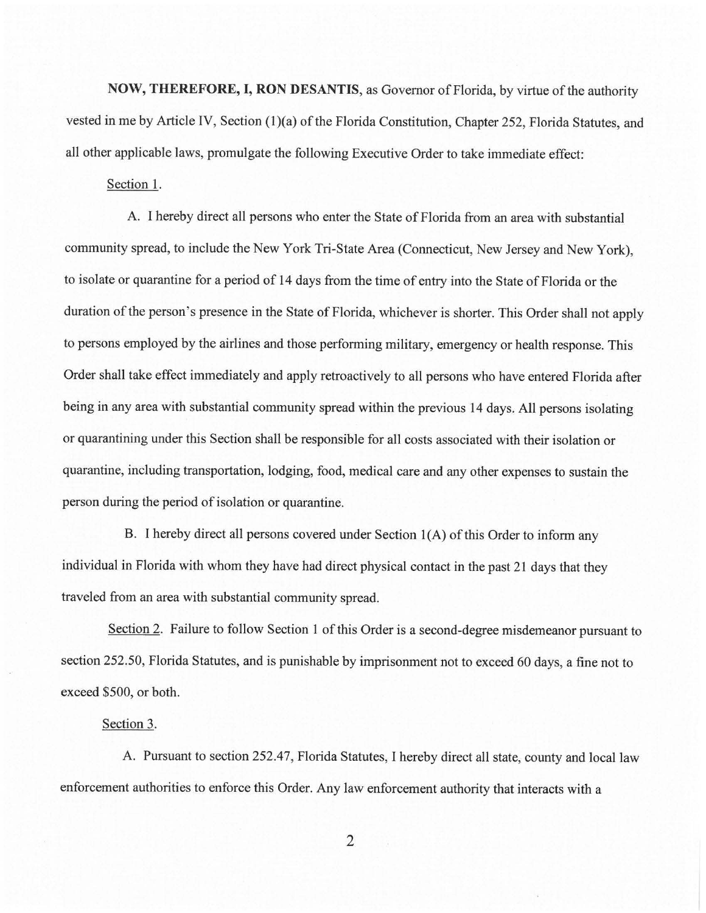**NOW, THEREFORE, I, RON DESANTIS**, as Governor of Florida, by virtue of the authority vested in me by Article IV, Section (1)(a) of the Florida Constitution, Chapter 252, Florida Statutes, and all other applicable laws, promulgate the following Executive Order to take immediate effect:

Section 1.

A. I hereby direct all persons who enter the State of Florida from an area with substantial community spread, to include the New York Tri-State Area (Connecticut, New Jersey and New York), to isolate or quarantine for a period of 14 days from the time of entry into the State of Florida or the duration of the person's presence in the State of Florida, whichever is shorter. This Order shall not apply to persons employed by the airlines and those performing military, emergency or health response. This Order shall take effect immediately and apply retroactively to all persons who have entered Florida after being in any area with substantial community spread within the previous 14 days. All persons isolating or quarantining under this Section shall be responsible for all costs associated with their isolation or quarantine, including transportation, lodging, food, medical care and any other expenses to sustain the person during the period of isolation or quarantine.

B. I hereby direct all persons covered under Section 1(A) of this Order to inform any individual in Florida with whom they have had direct physical contact in the past 21 days that they traveled from an area with substantial community spread.

Section 2. Failure to follow Section 1 of this Order is a second-degree misdemeanor pursuant to section 252.50, Florida Statutes, and is punishable by imprisonment not to exceed 60 days, a fine not to exceed $500, or both.

Section 3.

A. Pursuant to section 252.47, Florida Statutes, I hereby direct all state, county and local law enforcement authorities to enforce this Order. Any law enforcement authority that interacts with a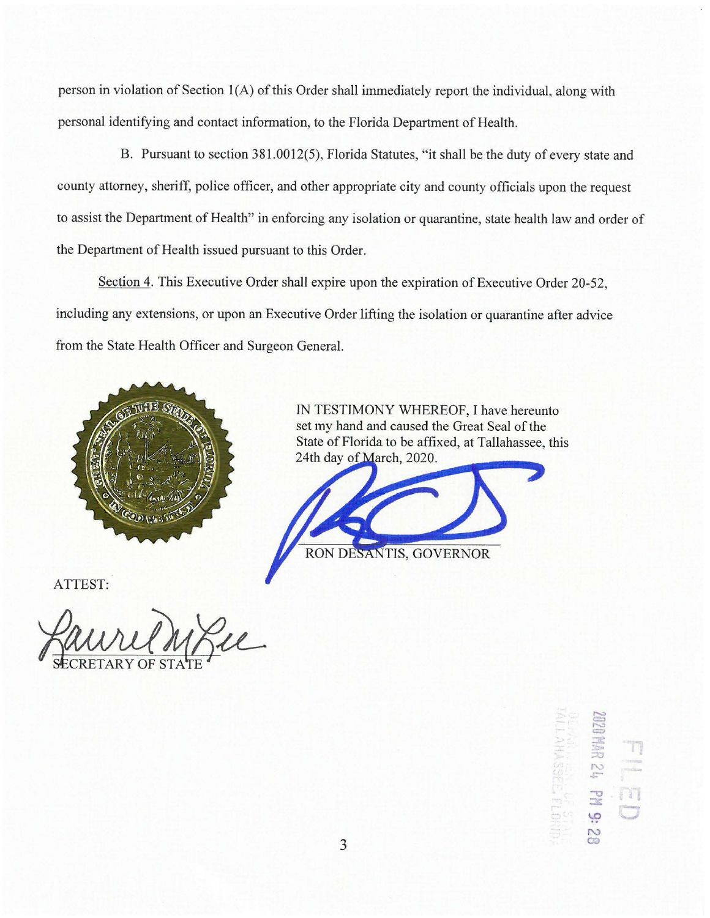person in violation of Section 1(A) of this Order shall immediately report the individual, along with personal identifying and contact information, to the Florida Department of Health.

B. Pursuant to section 381.0012(5), Florida Statutes, "it shall be the duty of every state and county attorney, sheriff, police officer, and other appropriate city and county officials upon the request to assist the Department of Health" in enforcing any isolation or quarantine, state health law and order of the Department of Health issued pursuant to this Order.

Section 4. This Executive Order shall expire upon the expiration of Executive Order 20-52, including any extensions, or upon an Executive Order lifting the isolation or quarantine after advice from the State Health Officer and Surgeon General.

IN TESTIMONY WHEREOF, I have hereunto set my hand and caused the Great Seal of the State of Florida to be affixed, at Tallahassee, this 24th day of March, 2020.

RON DESANTIS, GOVERNOR

ATTEST:

SECRETARY OF STATE

FILED

2020 MAR 24 PM 9:28

DEPARTMENT OF STATE
TALLAHASSEE, FLORIDA